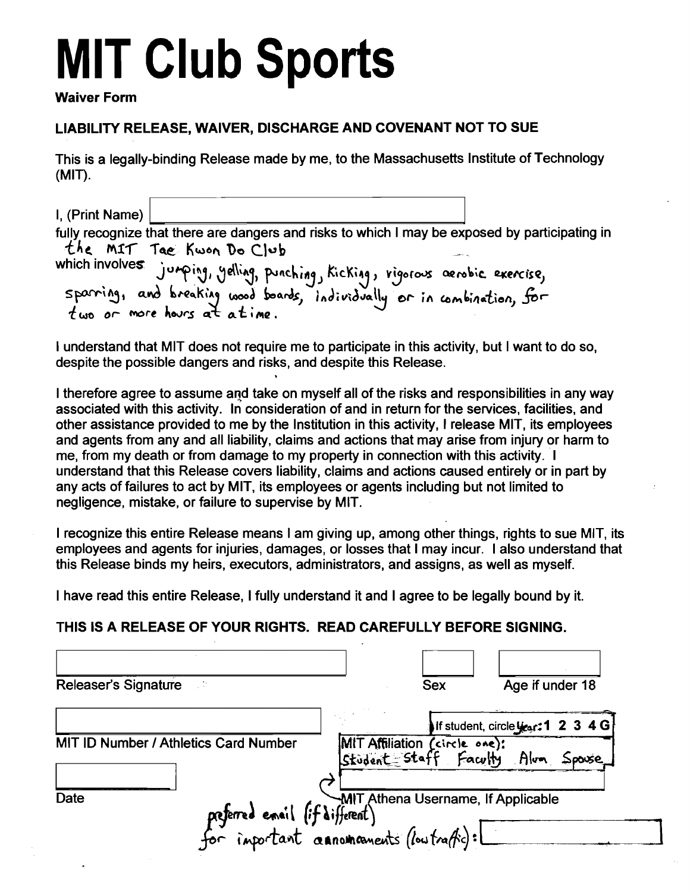# MIT Club Sports

**Waiver Form**

**LIABILITY RELEASE, WAIVER, DISCHARGE AND COVENANT NOT TO SUE**

This is a legally-binding Release made by me, to the Massachusetts Institute of Technology (MIT).

I, (Print Name) ______________________________

fully recognize that there are dangers and risks to which I may be exposed by participating in the MIT Tae Kwon Do Club

which involves jumping, yelling, punching, kicking, vigorous aerobic exercise, sparring, and breaking wood boards, individually or in combination, for two or more hours at a time.

I understand that MIT does not require me to participate in this activity, but I want to do so, despite the possible dangers and risks, and despite this Release.

I therefore agree to assume and take on myself all of the risks and responsibilities in any way associated with this activity. In consideration of and in return for the services, facilities, and other assistance provided to me by the Institution in this activity, I release MIT, its employees and agents from any and all liability, claims and actions that may arise from injury or harm to me, from my death or from damage to my property in connection with this activity. I understand that this Release covers liability, claims and actions caused entirely or in part by any acts of failures to act by MIT, its employees or agents including but not limited to negligence, mistake, or failure to supervise by MIT.

I recognize this entire Release means I am giving up, among other things, rights to sue MIT, its employees and agents for injuries, damages, or losses that I may incur. I also understand that this Release binds my heirs, executors, administrators, and assigns, as well as myself.

I have read this entire Release, I fully understand it and I agree to be legally bound by it.

**THIS IS A RELEASE OF YOUR RIGHTS. READ CAREFULLY BEFORE SIGNING.**

______________________________ Releaser's Signature

____ Sex

____ Age if under 18

______________________________ MIT ID Number / Athletics Card Number

If student, circle Year: **1 2 3 4 G**

MIT Affiliation (circle one): Student Staff Faculty Alum Spouse

______________________________ MIT Athena Username, If Applicable

____________ Date

preferred email (if different) for important announcements (low traffic): ______________________________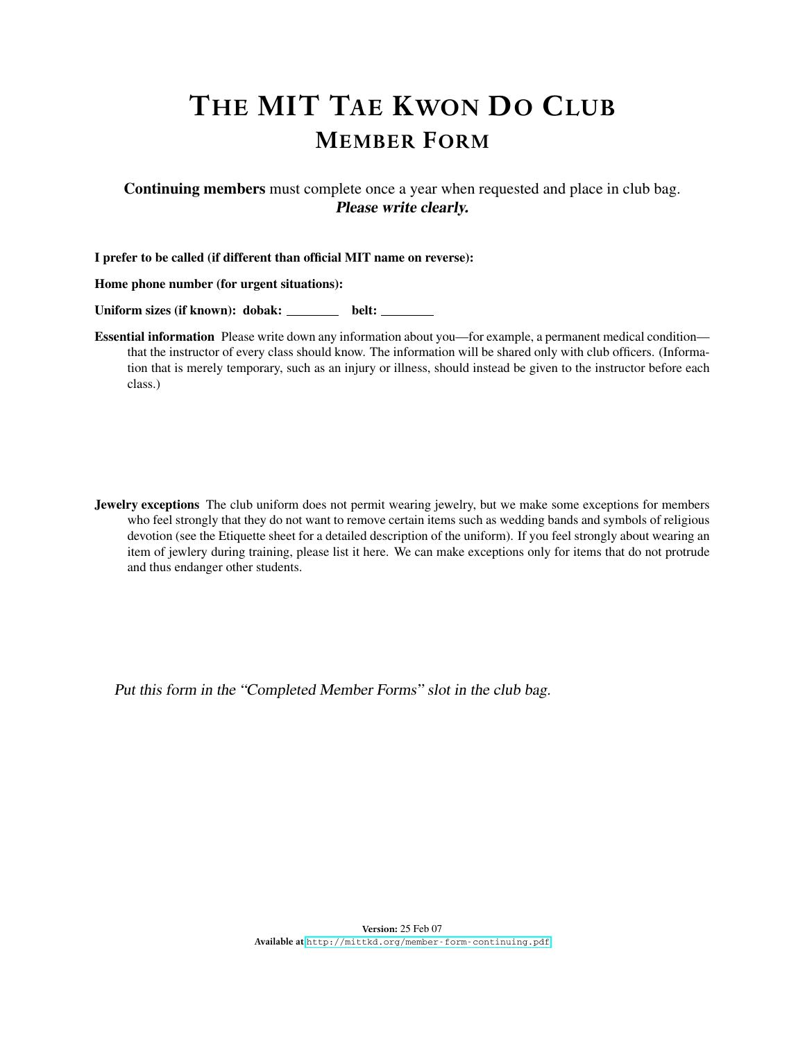# The MIT Tae Kwon Do Club
## Member Form

**Continuing members** must complete once a year when requested and place in club bag.
***Please write clearly.***

**I prefer to be called (if different than official MIT name on reverse):**

**Home phone number (for urgent situations):**

**Uniform sizes (if known): dobak:** ________ **belt:** ________

**Essential information** Please write down any information about you—for example, a permanent medical condition—that the instructor of every class should know. The information will be shared only with club officers. (Information that is merely temporary, such as an injury or illness, should instead be given to the instructor before each class.)

**Jewelry exceptions** The club uniform does not permit wearing jewelry, but we make some exceptions for members who feel strongly that they do not want to remove certain items such as wedding bands and symbols of religious devotion (see the Etiquette sheet for a detailed description of the uniform). If you feel strongly about wearing an item of jewelry during training, please list it here. We can make exceptions only for items that do not protrude and thus endanger other students.

*Put this form in the "Completed Member Forms" slot in the club bag.*

**Version:** 25 Feb 07
**Available at** http://mittkd.org/member-form-continuing.pdf